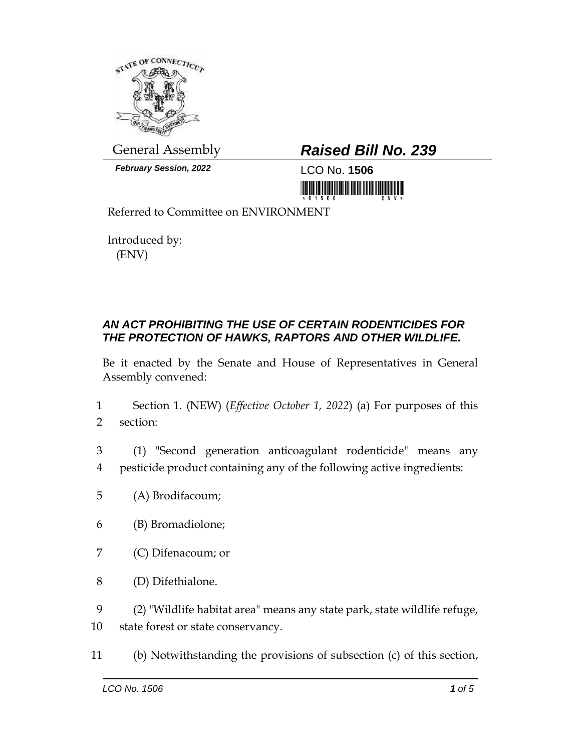General Assembly

***February Session, 2022***

# ***Raised Bill No. 239***

LCO No. **1506**

Referred to Committee on ENVIRONMENT

Introduced by:
(ENV)

## ***AN ACT PROHIBITING THE USE OF CERTAIN RODENTICIDES FOR THE PROTECTION OF HAWKS, RAPTORS AND OTHER WILDLIFE.***

Be it enacted by the Senate and House of Representatives in General Assembly convened:

1 Section 1. (NEW) (*Effective October 1, 2022*) (a) For purposes of this
2 section:

3 (1) "Second generation anticoagulant rodenticide" means any
4 pesticide product containing any of the following active ingredients:

5 (A) Brodifacoum;

6 (B) Bromadiolone;

7 (C) Difenacoum; or

8 (D) Difethialone.

9 (2) "Wildlife habitat area" means any state park, state wildlife refuge,
10 state forest or state conservancy.

11 (b) Notwithstanding the provisions of subsection (c) of this section,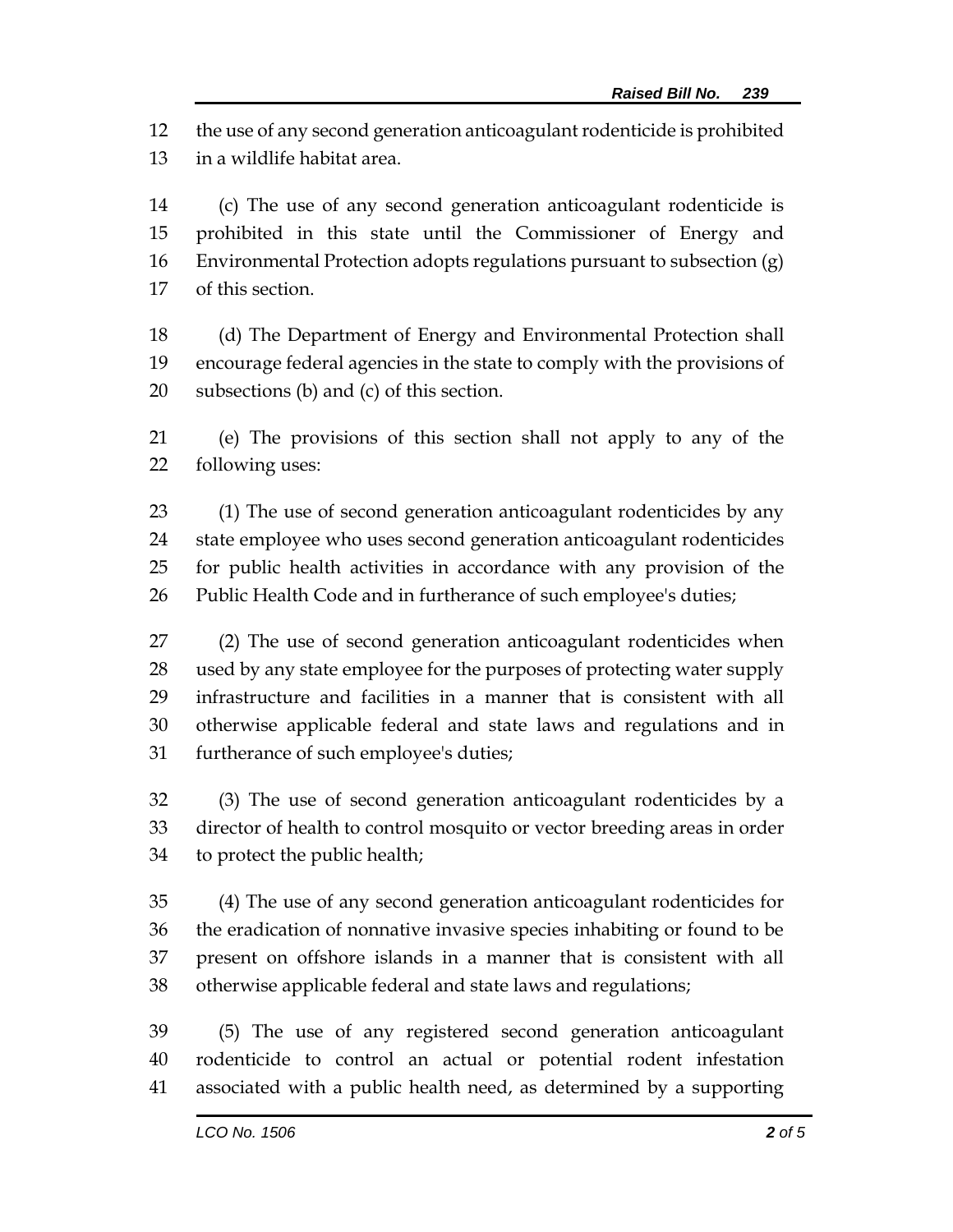the use of any second generation anticoagulant rodenticide is prohibited in a wildlife habitat area.

(c) The use of any second generation anticoagulant rodenticide is prohibited in this state until the Commissioner of Energy and Environmental Protection adopts regulations pursuant to subsection (g) of this section.

(d) The Department of Energy and Environmental Protection shall encourage federal agencies in the state to comply with the provisions of subsections (b) and (c) of this section.

(e) The provisions of this section shall not apply to any of the following uses:

(1) The use of second generation anticoagulant rodenticides by any state employee who uses second generation anticoagulant rodenticides for public health activities in accordance with any provision of the Public Health Code and in furtherance of such employee's duties;

(2) The use of second generation anticoagulant rodenticides when used by any state employee for the purposes of protecting water supply infrastructure and facilities in a manner that is consistent with all otherwise applicable federal and state laws and regulations and in furtherance of such employee's duties;

(3) The use of second generation anticoagulant rodenticides by a director of health to control mosquito or vector breeding areas in order to protect the public health;

(4) The use of any second generation anticoagulant rodenticides for the eradication of nonnative invasive species inhabiting or found to be present on offshore islands in a manner that is consistent with all otherwise applicable federal and state laws and regulations;

(5) The use of any registered second generation anticoagulant rodenticide to control an actual or potential rodent infestation associated with a public health need, as determined by a supporting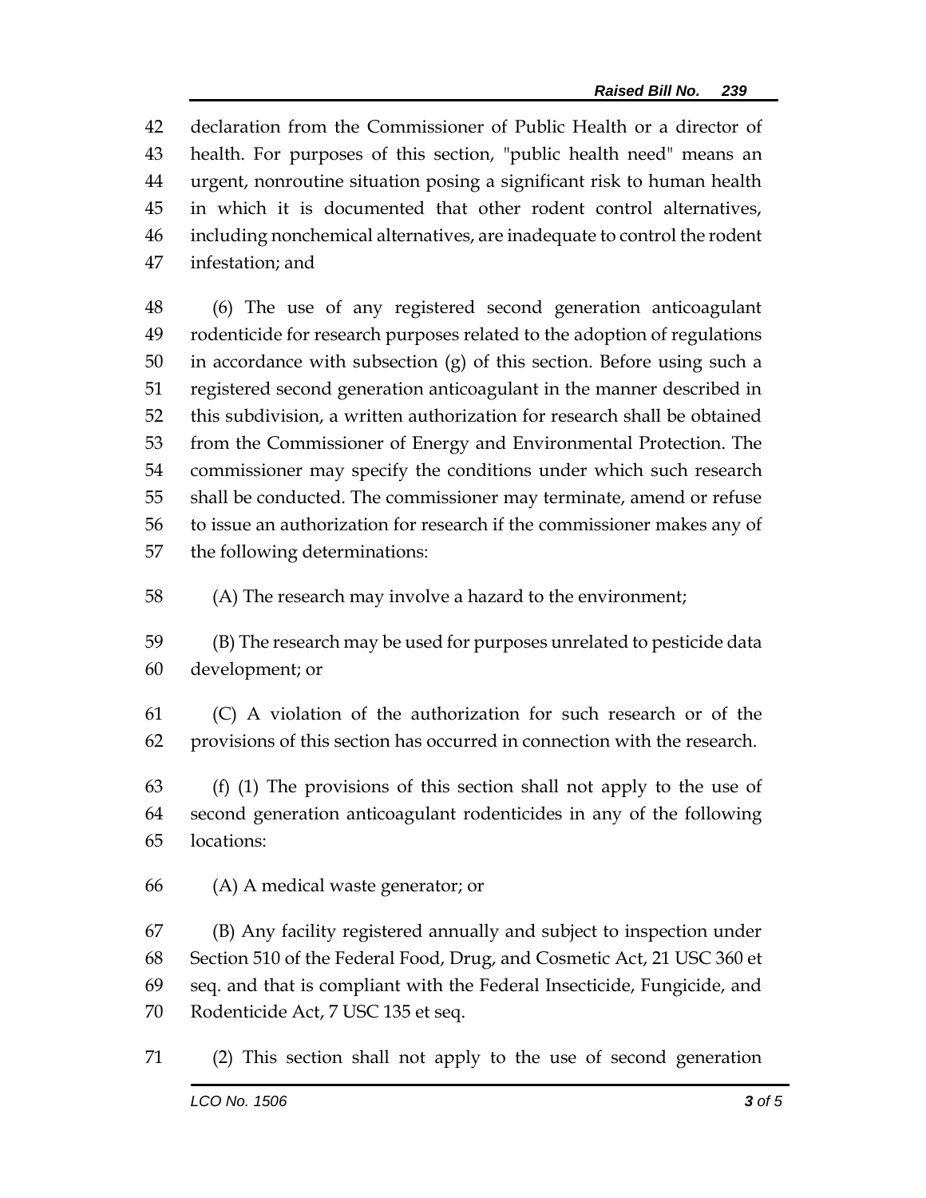declaration from the Commissioner of Public Health or a director of health. For purposes of this section, "public health need" means an urgent, nonroutine situation posing a significant risk to human health in which it is documented that other rodent control alternatives, including nonchemical alternatives, are inadequate to control the rodent infestation; and

(6) The use of any registered second generation anticoagulant rodenticide for research purposes related to the adoption of regulations in accordance with subsection (g) of this section. Before using such a registered second generation anticoagulant in the manner described in this subdivision, a written authorization for research shall be obtained from the Commissioner of Energy and Environmental Protection. The commissioner may specify the conditions under which such research shall be conducted. The commissioner may terminate, amend or refuse to issue an authorization for research if the commissioner makes any of the following determinations:

(A) The research may involve a hazard to the environment;

(B) The research may be used for purposes unrelated to pesticide data development; or

(C) A violation of the authorization for such research or of the provisions of this section has occurred in connection with the research.

(f) (1) The provisions of this section shall not apply to the use of second generation anticoagulant rodenticides in any of the following locations:

(A) A medical waste generator; or

(B) Any facility registered annually and subject to inspection under Section 510 of the Federal Food, Drug, and Cosmetic Act, 21 USC 360 et seq. and that is compliant with the Federal Insecticide, Fungicide, and Rodenticide Act, 7 USC 135 et seq.

(2) This section shall not apply to the use of second generation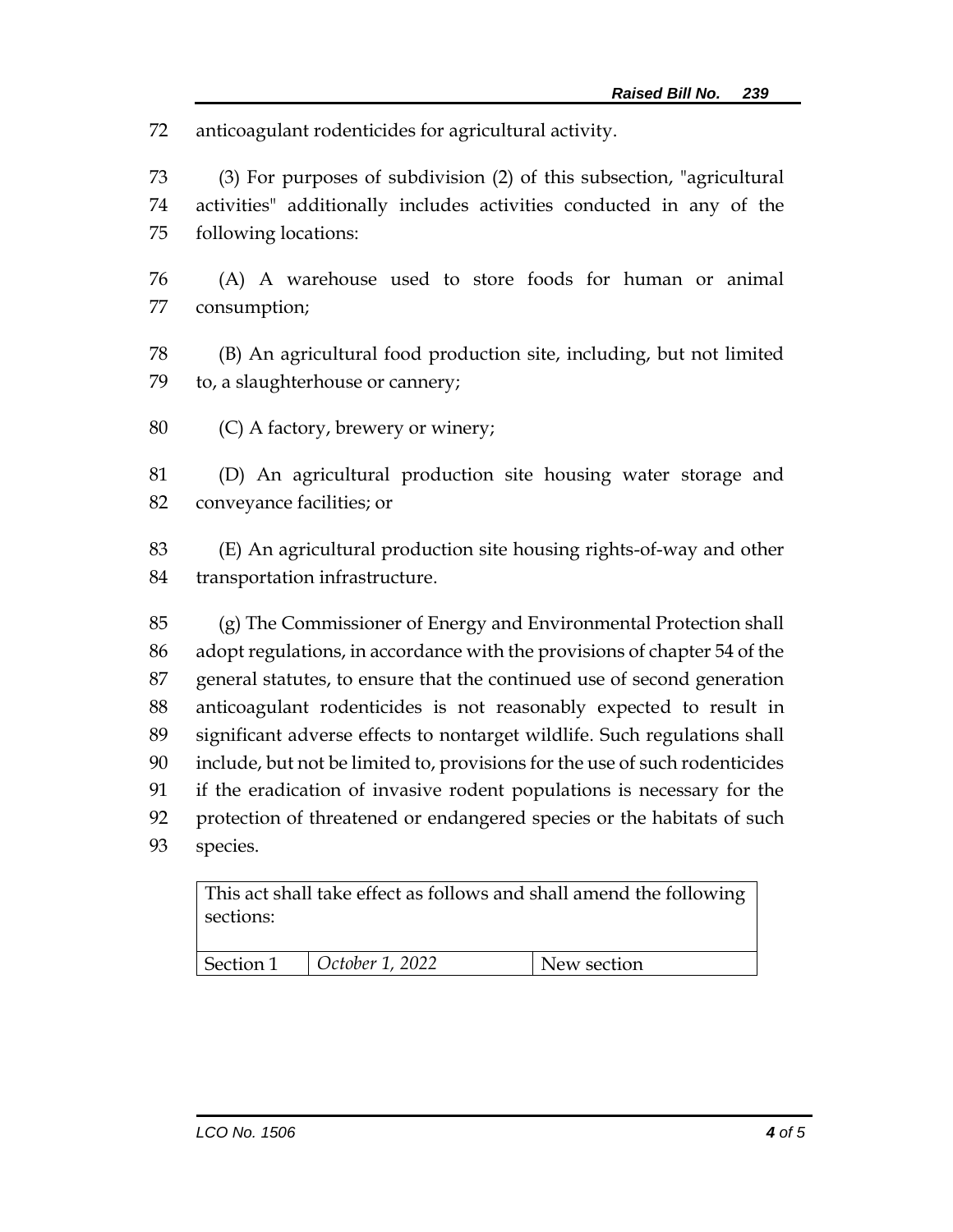anticoagulant rodenticides for agricultural activity.

(3) For purposes of subdivision (2) of this subsection, "agricultural activities" additionally includes activities conducted in any of the following locations:

(A) A warehouse used to store foods for human or animal consumption;

(B) An agricultural food production site, including, but not limited to, a slaughterhouse or cannery;

(C) A factory, brewery or winery;

(D) An agricultural production site housing water storage and conveyance facilities; or

(E) An agricultural production site housing rights-of-way and other transportation infrastructure.

(g) The Commissioner of Energy and Environmental Protection shall adopt regulations, in accordance with the provisions of chapter 54 of the general statutes, to ensure that the continued use of second generation anticoagulant rodenticides is not reasonably expected to result in significant adverse effects to nontarget wildlife. Such regulations shall include, but not be limited to, provisions for the use of such rodenticides if the eradication of invasive rodent populations is necessary for the protection of threatened or endangered species or the habitats of such species.

| This act shall take effect as follows and shall amend the following sections: | | |
| --- | --- | --- |
| Section 1 | *October 1, 2022* | New section |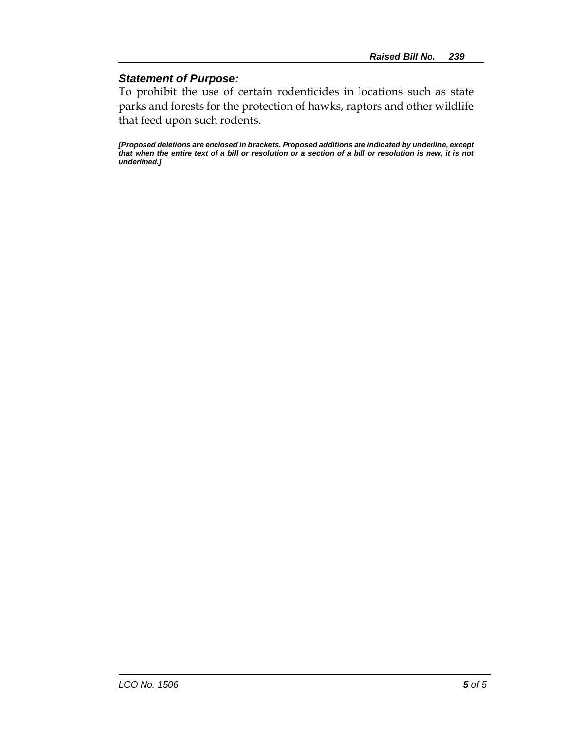### *Statement of Purpose:*

To prohibit the use of certain rodenticides in locations such as state parks and forests for the protection of hawks, raptors and other wildlife that feed upon such rodents.

***[Proposed deletions are enclosed in brackets. Proposed additions are indicated by underline, except that when the entire text of a bill or resolution or a section of a bill or resolution is new, it is not underlined.]***